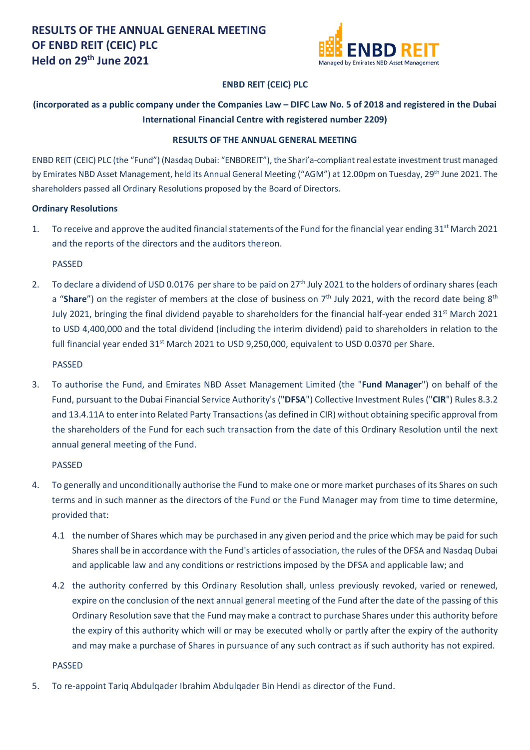# RESULTS OF THE ANNUAL GENERAL MEETING OF ENBD REIT (CEIC) PLC Held on 29th June 2021

**ENBD REIT (CEIC) PLC**

**(incorporated as a public company under the Companies Law – DIFC Law No. 5 of 2018 and registered in the Dubai International Financial Centre with registered number 2209)**

**RESULTS OF THE ANNUAL GENERAL MEETING**

ENBD REIT (CEIC) PLC (the "Fund") (Nasdaq Dubai: "ENBDREIT"), the Shari'a-compliant real estate investment trust managed by Emirates NBD Asset Management, held its Annual General Meeting ("AGM") at 12.00pm on Tuesday, 29th June 2021. The shareholders passed all Ordinary Resolutions proposed by the Board of Directors.

**Ordinary Resolutions**

1. To receive and approve the audited financial statements of the Fund for the financial year ending 31st March 2021 and the reports of the directors and the auditors thereon.

   PASSED

2. To declare a dividend of USD 0.0176 per share to be paid on 27th July 2021 to the holders of ordinary shares (each a "**Share**") on the register of members at the close of business on 7th July 2021, with the record date being 8th July 2021, bringing the final dividend payable to shareholders for the financial half-year ended 31st March 2021 to USD 4,400,000 and the total dividend (including the interim dividend) paid to shareholders in relation to the full financial year ended 31st March 2021 to USD 9,250,000, equivalent to USD 0.0370 per Share.

   PASSED

3. To authorise the Fund, and Emirates NBD Asset Management Limited (the "**Fund Manager**") on behalf of the Fund, pursuant to the Dubai Financial Service Authority's ("**DFSA**") Collective Investment Rules ("**CIR**") Rules 8.3.2 and 13.4.11A to enter into Related Party Transactions (as defined in CIR) without obtaining specific approval from the shareholders of the Fund for each such transaction from the date of this Ordinary Resolution until the next annual general meeting of the Fund.

   PASSED

4. To generally and unconditionally authorise the Fund to make one or more market purchases of its Shares on such terms and in such manner as the directors of the Fund or the Fund Manager may from time to time determine, provided that:

   4.1 the number of Shares which may be purchased in any given period and the price which may be paid for such Shares shall be in accordance with the Fund's articles of association, the rules of the DFSA and Nasdaq Dubai and applicable law and any conditions or restrictions imposed by the DFSA and applicable law; and

   4.2 the authority conferred by this Ordinary Resolution shall, unless previously revoked, varied or renewed, expire on the conclusion of the next annual general meeting of the Fund after the date of the passing of this Ordinary Resolution save that the Fund may make a contract to purchase Shares under this authority before the expiry of this authority which will or may be executed wholly or partly after the expiry of the authority and may make a purchase of Shares in pursuance of any such contract as if such authority has not expired.

   PASSED

5. To re-appoint Tariq Abdulqader Ibrahim Abdulqader Bin Hendi as director of the Fund.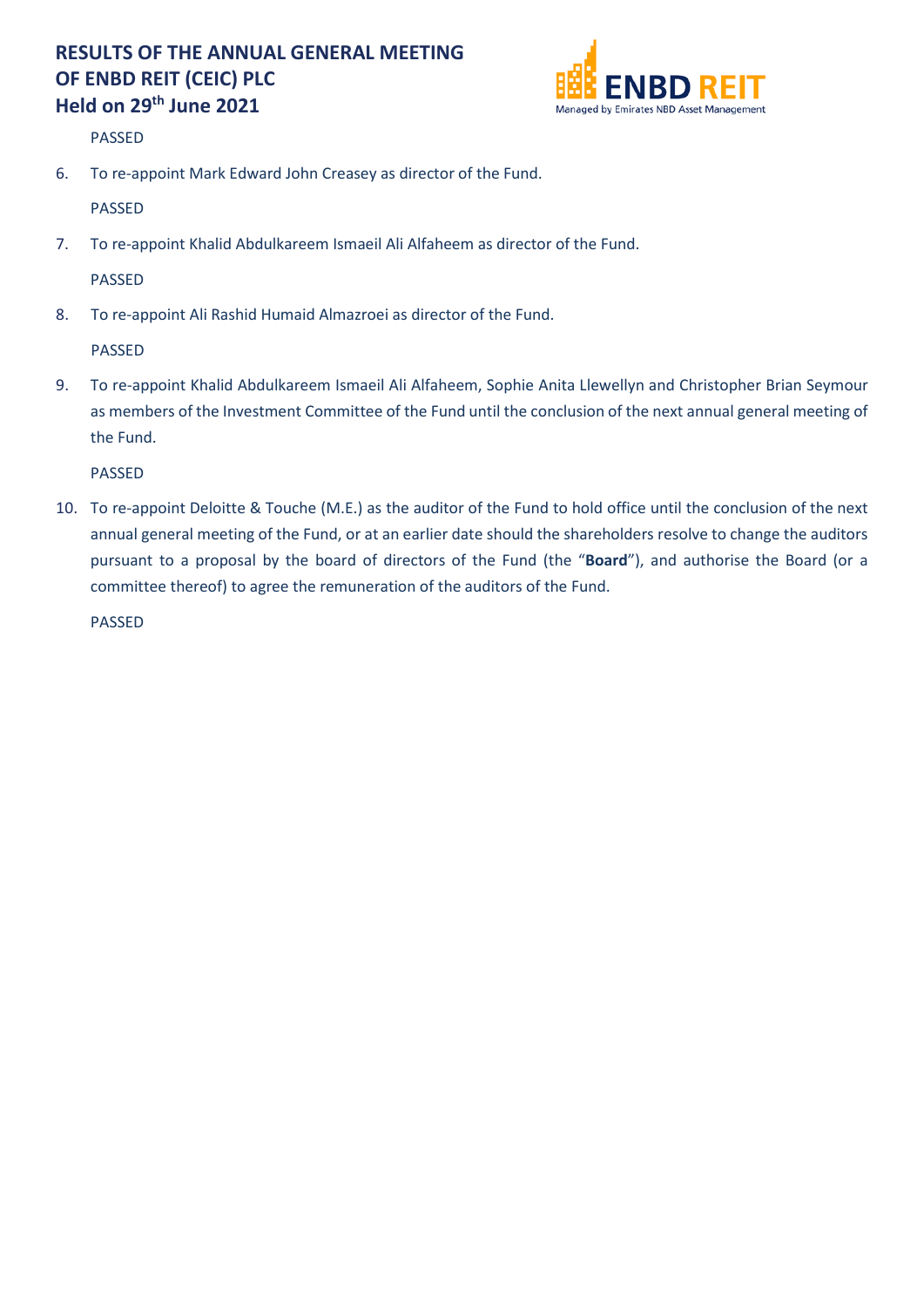PASSED

6. To re-appoint Mark Edward John Creasey as director of the Fund.

   PASSED

7. To re-appoint Khalid Abdulkareem Ismaeil Ali Alfaheem as director of the Fund.

   PASSED

8. To re-appoint Ali Rashid Humaid Almazroei as director of the Fund.

   PASSED

9. To re-appoint Khalid Abdulkareem Ismaeil Ali Alfaheem, Sophie Anita Llewellyn and Christopher Brian Seymour as members of the Investment Committee of the Fund until the conclusion of the next annual general meeting of the Fund.

   PASSED

10. To re-appoint Deloitte & Touche (M.E.) as the auditor of the Fund to hold office until the conclusion of the next annual general meeting of the Fund, or at an earlier date should the shareholders resolve to change the auditors pursuant to a proposal by the board of directors of the Fund (the "**Board**"), and authorise the Board (or a committee thereof) to agree the remuneration of the auditors of the Fund.

    PASSED